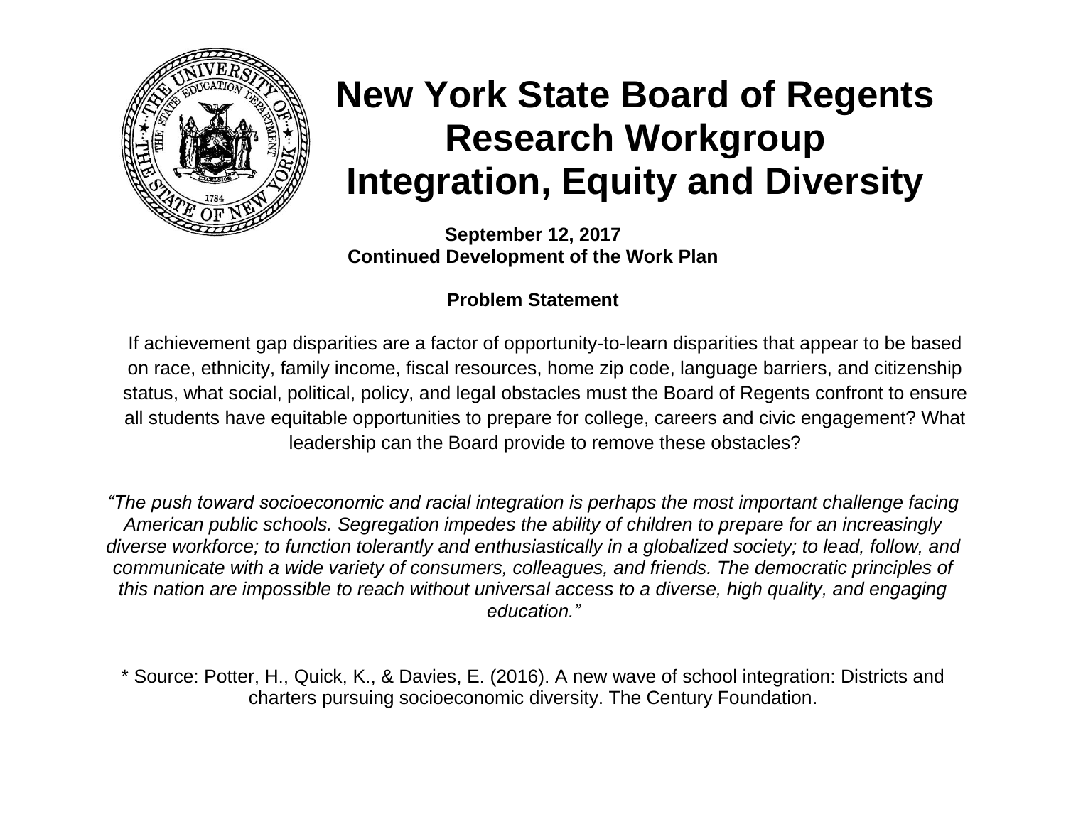# New York State Board of Regents Research Workgroup Integration, Equity and Diversity

**September 12, 2017**
**Continued Development of the Work Plan**

## Problem Statement

If achievement gap disparities are a factor of opportunity-to-learn disparities that appear to be based on race, ethnicity, family income, fiscal resources, home zip code, language barriers, and citizenship status, what social, political, policy, and legal obstacles must the Board of Regents confront to ensure all students have equitable opportunities to prepare for college, careers and civic engagement? What leadership can the Board provide to remove these obstacles?

*"The push toward socioeconomic and racial integration is perhaps the most important challenge facing American public schools. Segregation impedes the ability of children to prepare for an increasingly diverse workforce; to function tolerantly and enthusiastically in a globalized society; to lead, follow, and communicate with a wide variety of consumers, colleagues, and friends. The democratic principles of this nation are impossible to reach without universal access to a diverse, high quality, and engaging education."*

* Source: Potter, H., Quick, K., & Davies, E. (2016). A new wave of school integration: Districts and charters pursuing socioeconomic diversity. The Century Foundation.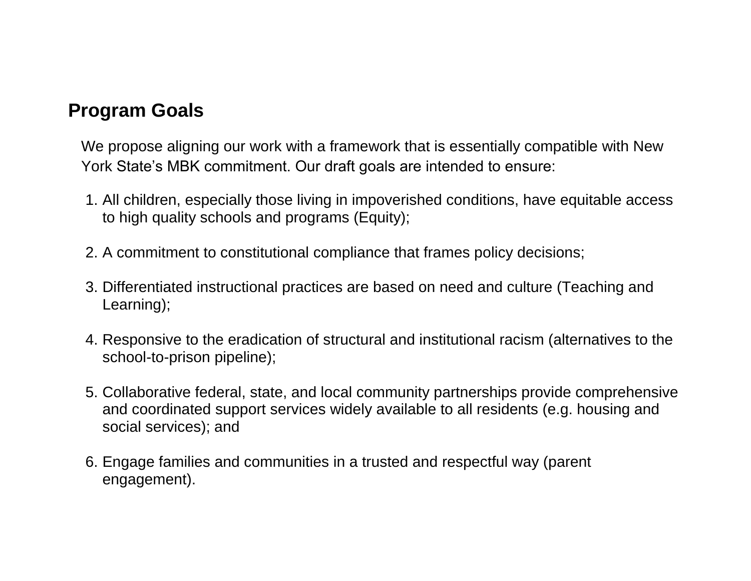## Program Goals

We propose aligning our work with a framework that is essentially compatible with New York State's MBK commitment. Our draft goals are intended to ensure:

1. All children, especially those living in impoverished conditions, have equitable access to high quality schools and programs (Equity);

2. A commitment to constitutional compliance that frames policy decisions;

3. Differentiated instructional practices are based on need and culture (Teaching and Learning);

4. Responsive to the eradication of structural and institutional racism (alternatives to the school-to-prison pipeline);

5. Collaborative federal, state, and local community partnerships provide comprehensive and coordinated support services widely available to all residents (e.g. housing and social services); and

6. Engage families and communities in a trusted and respectful way (parent engagement).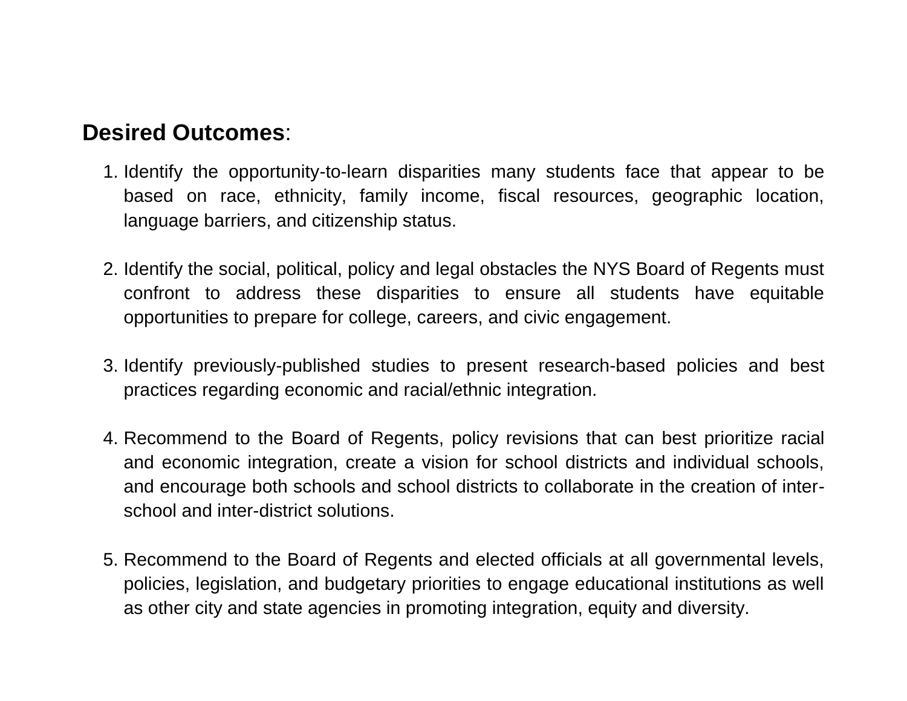**Desired Outcomes**:

1. Identify the opportunity-to-learn disparities many students face that appear to be based on race, ethnicity, family income, fiscal resources, geographic location, language barriers, and citizenship status.

2. Identify the social, political, policy and legal obstacles the NYS Board of Regents must confront to address these disparities to ensure all students have equitable opportunities to prepare for college, careers, and civic engagement.

3. Identify previously-published studies to present research-based policies and best practices regarding economic and racial/ethnic integration.

4. Recommend to the Board of Regents, policy revisions that can best prioritize racial and economic integration, create a vision for school districts and individual schools, and encourage both schools and school districts to collaborate in the creation of inter-school and inter-district solutions.

5. Recommend to the Board of Regents and elected officials at all governmental levels, policies, legislation, and budgetary priorities to engage educational institutions as well as other city and state agencies in promoting integration, equity and diversity.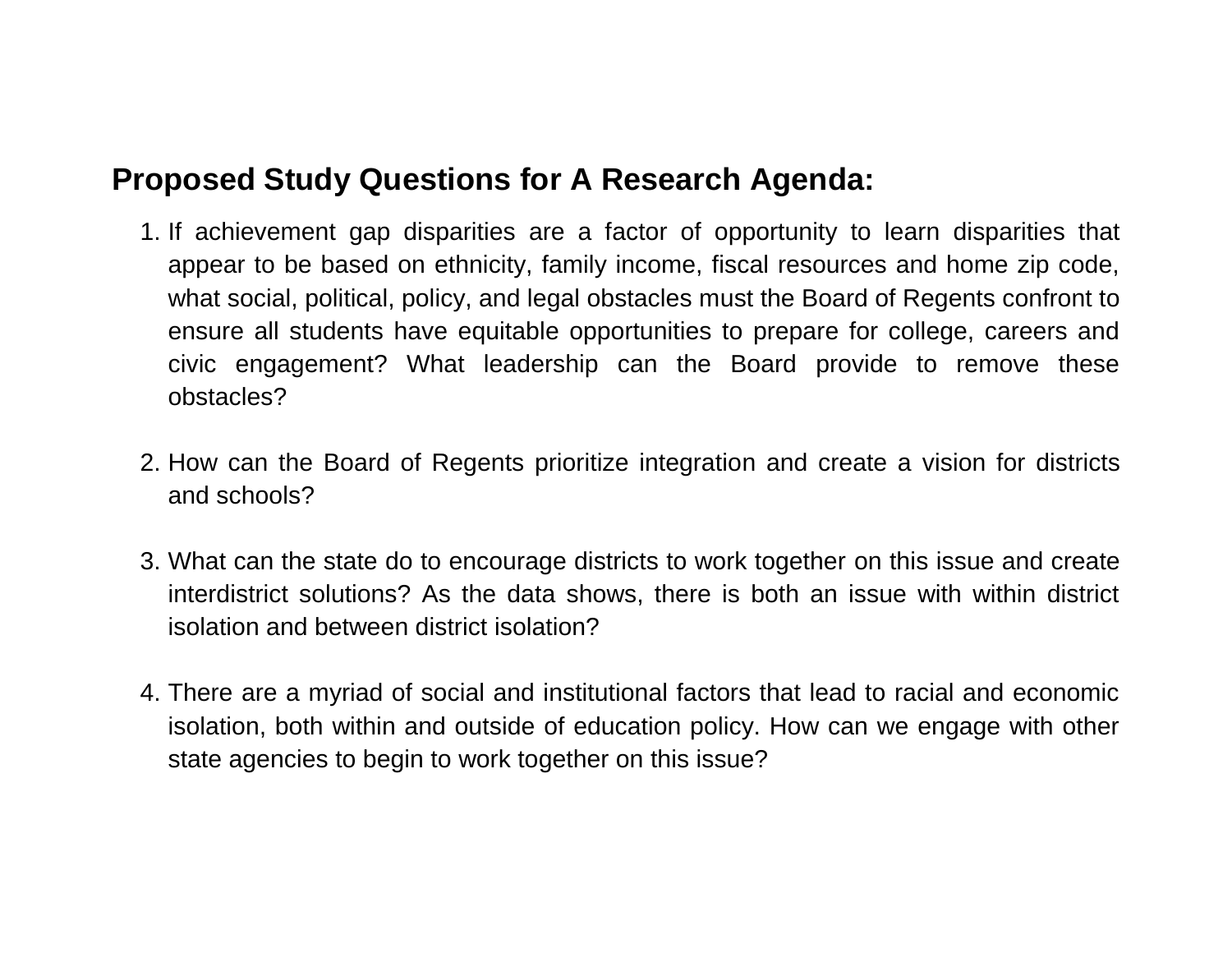## Proposed Study Questions for A Research Agenda:

1. If achievement gap disparities are a factor of opportunity to learn disparities that appear to be based on ethnicity, family income, fiscal resources and home zip code, what social, political, policy, and legal obstacles must the Board of Regents confront to ensure all students have equitable opportunities to prepare for college, careers and civic engagement? What leadership can the Board provide to remove these obstacles?

2. How can the Board of Regents prioritize integration and create a vision for districts and schools?

3. What can the state do to encourage districts to work together on this issue and create interdistrict solutions? As the data shows, there is both an issue with within district isolation and between district isolation?

4. There are a myriad of social and institutional factors that lead to racial and economic isolation, both within and outside of education policy. How can we engage with other state agencies to begin to work together on this issue?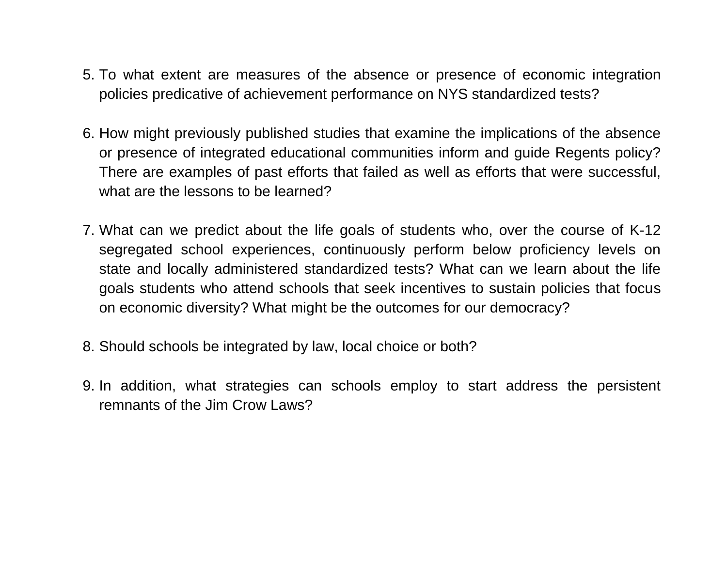5. To what extent are measures of the absence or presence of economic integration policies predicative of achievement performance on NYS standardized tests?

6. How might previously published studies that examine the implications of the absence or presence of integrated educational communities inform and guide Regents policy? There are examples of past efforts that failed as well as efforts that were successful, what are the lessons to be learned?

7. What can we predict about the life goals of students who, over the course of K-12 segregated school experiences, continuously perform below proficiency levels on state and locally administered standardized tests? What can we learn about the life goals students who attend schools that seek incentives to sustain policies that focus on economic diversity? What might be the outcomes for our democracy?

8. Should schools be integrated by law, local choice or both?

9. In addition, what strategies can schools employ to start address the persistent remnants of the Jim Crow Laws?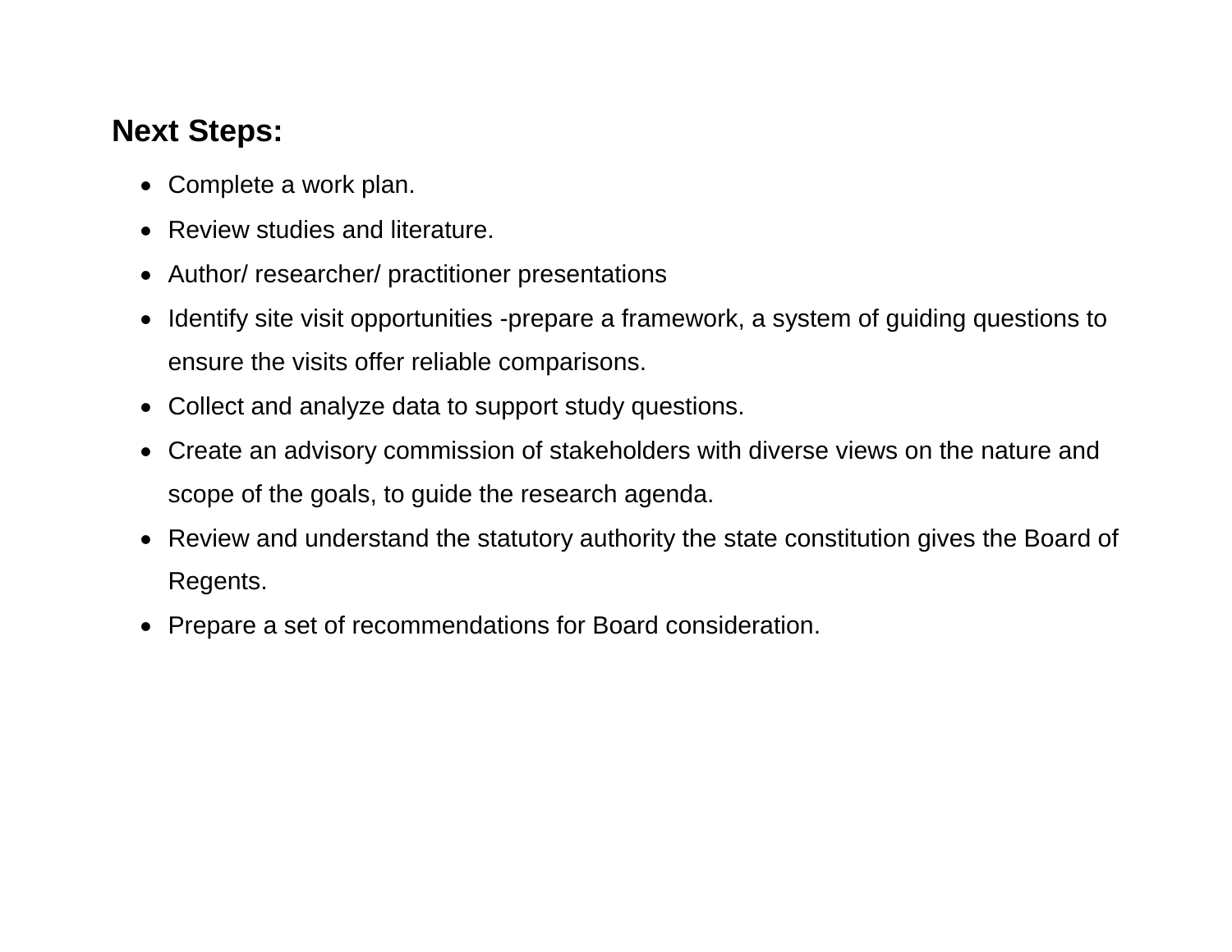## Next Steps:

- Complete a work plan.
- Review studies and literature.
- Author/ researcher/ practitioner presentations
- Identify site visit opportunities -prepare a framework, a system of guiding questions to ensure the visits offer reliable comparisons.
- Collect and analyze data to support study questions.
- Create an advisory commission of stakeholders with diverse views on the nature and scope of the goals, to guide the research agenda.
- Review and understand the statutory authority the state constitution gives the Board of Regents.
- Prepare a set of recommendations for Board consideration.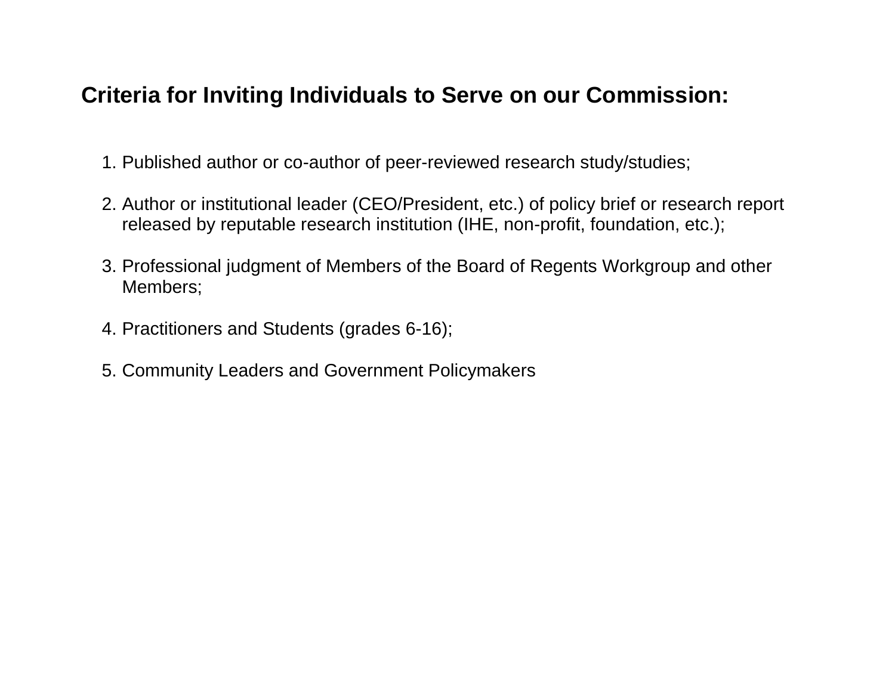## Criteria for Inviting Individuals to Serve on our Commission:

1. Published author or co-author of peer-reviewed research study/studies;

2. Author or institutional leader (CEO/President, etc.) of policy brief or research report released by reputable research institution (IHE, non-profit, foundation, etc.);

3. Professional judgment of Members of the Board of Regents Workgroup and other Members;

4. Practitioners and Students (grades 6-16);

5. Community Leaders and Government Policymakers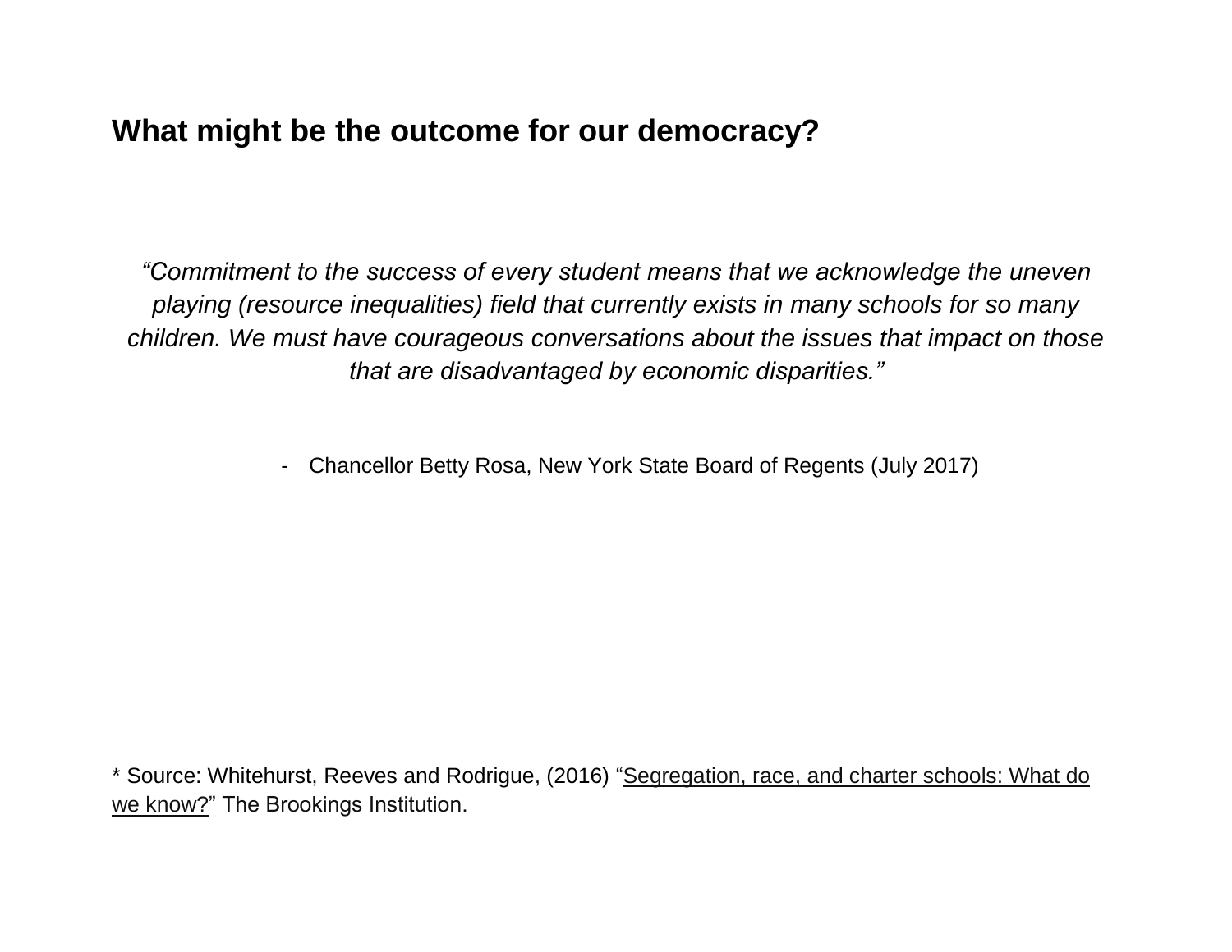## What might be the outcome for our democracy?

*"Commitment to the success of every student means that we acknowledge the uneven playing (resource inequalities) field that currently exists in many schools for so many children. We must have courageous conversations about the issues that impact on those that are disadvantaged by economic disparities."*

- Chancellor Betty Rosa, New York State Board of Regents (July 2017)

* Source: Whitehurst, Reeves and Rodrigue, (2016) "Segregation, race, and charter schools: What do we know?" The Brookings Institution.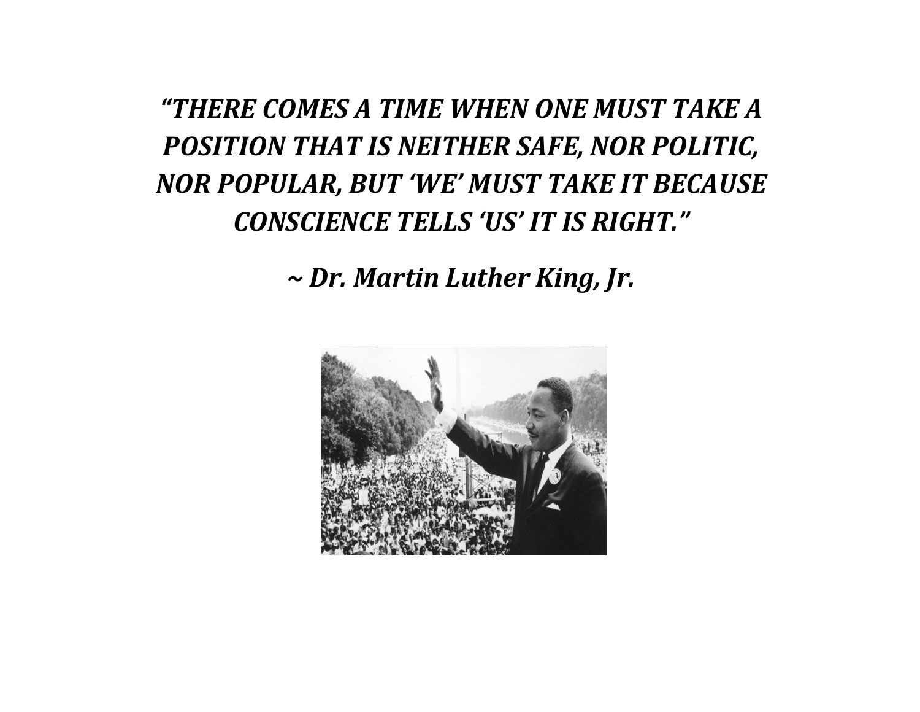***"THERE COMES A TIME WHEN ONE MUST TAKE A POSITION THAT IS NEITHER SAFE, NOR POLITIC, NOR POPULAR, BUT 'WE' MUST TAKE IT BECAUSE CONSCIENCE TELLS 'US' IT IS RIGHT."***

***~ Dr. Martin Luther King, Jr.***